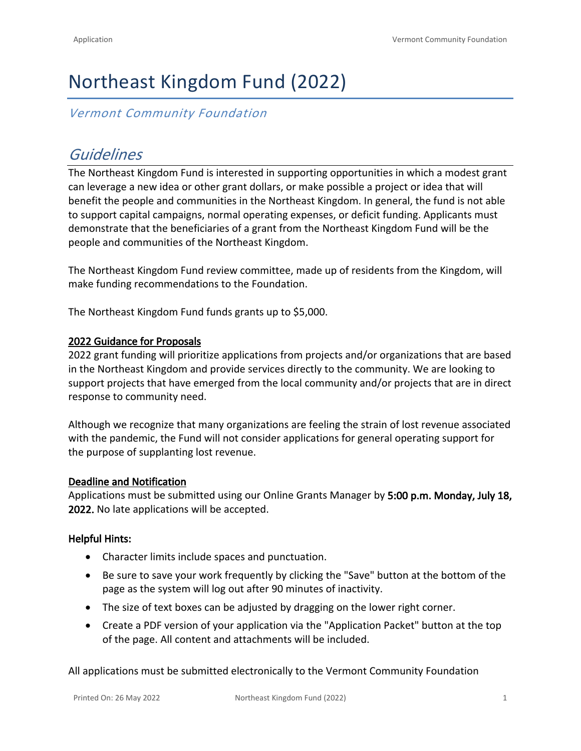# Northeast Kingdom Fund (2022)

*Vermont Community Foundation*

## *Guidelines*

The Northeast Kingdom Fund is interested in supporting opportunities in which a modest grant can leverage a new idea or other grant dollars, or make possible a project or idea that will benefit the people and communities in the Northeast Kingdom. In general, the fund is not able to support capital campaigns, normal operating expenses, or deficit funding. Applicants must demonstrate that the beneficiaries of a grant from the Northeast Kingdom Fund will be the people and communities of the Northeast Kingdom.

The Northeast Kingdom Fund review committee, made up of residents from the Kingdom, will make funding recommendations to the Foundation.

The Northeast Kingdom Fund funds grants up to $5,000.

**2022 Guidance for Proposals**

2022 grant funding will prioritize applications from projects and/or organizations that are based in the Northeast Kingdom and provide services directly to the community. We are looking to support projects that have emerged from the local community and/or projects that are in direct response to community need.

Although we recognize that many organizations are feeling the strain of lost revenue associated with the pandemic, the Fund will not consider applications for general operating support for the purpose of supplanting lost revenue.

**Deadline and Notification**

Applications must be submitted using our Online Grants Manager by **5:00 p.m. Monday, July 18, 2022.** No late applications will be accepted.

**Helpful Hints:**

- Character limits include spaces and punctuation.
- Be sure to save your work frequently by clicking the "Save" button at the bottom of the page as the system will log out after 90 minutes of inactivity.
- The size of text boxes can be adjusted by dragging on the lower right corner.
- Create a PDF version of your application via the "Application Packet" button at the top of the page. All content and attachments will be included.

All applications must be submitted electronically to the Vermont Community Foundation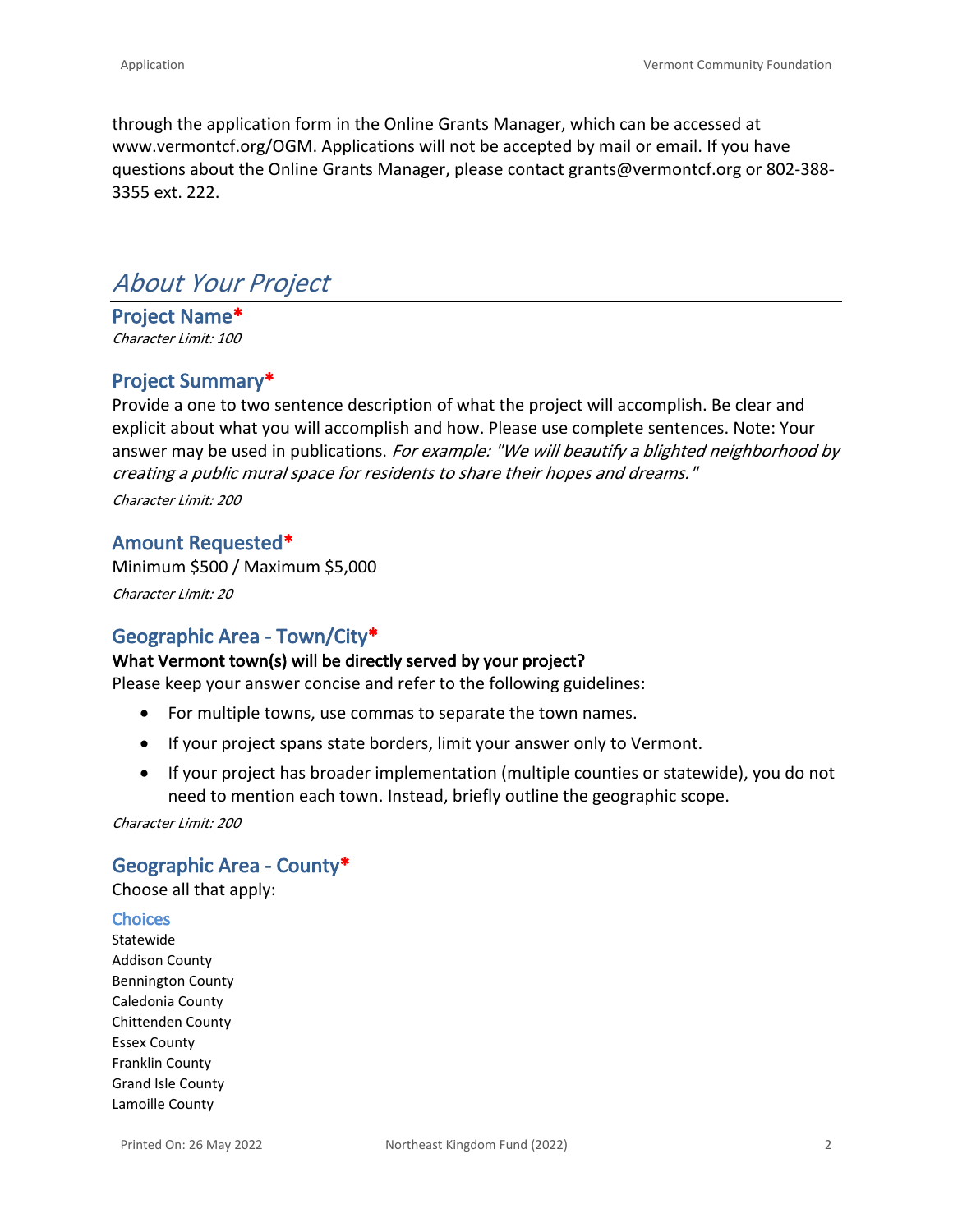through the application form in the Online Grants Manager, which can be accessed at www.vermontcf.org/OGM. Applications will not be accepted by mail or email. If you have questions about the Online Grants Manager, please contact grants@vermontcf.org or 802-388-3355 ext. 222.

## *About Your Project*

### Project Name*

*Character Limit: 100*

### Project Summary*

Provide a one to two sentence description of what the project will accomplish. Be clear and explicit about what you will accomplish and how. Please use complete sentences. Note: Your answer may be used in publications. *For example: "We will beautify a blighted neighborhood by creating a public mural space for residents to share their hopes and dreams."*

*Character Limit: 200*

### Amount Requested*

Minimum $500 / Maximum $5,000

*Character Limit: 20*

### Geographic Area - Town/City*

**What Vermont town(s) will be directly served by your project?**

Please keep your answer concise and refer to the following guidelines:

- For multiple towns, use commas to separate the town names.
- If your project spans state borders, limit your answer only to Vermont.
- If your project has broader implementation (multiple counties or statewide), you do not need to mention each town. Instead, briefly outline the geographic scope.

*Character Limit: 200*

### Geographic Area - County*

Choose all that apply:

#### Choices

Statewide
Addison County
Bennington County
Caledonia County
Chittenden County
Essex County
Franklin County
Grand Isle County
Lamoille County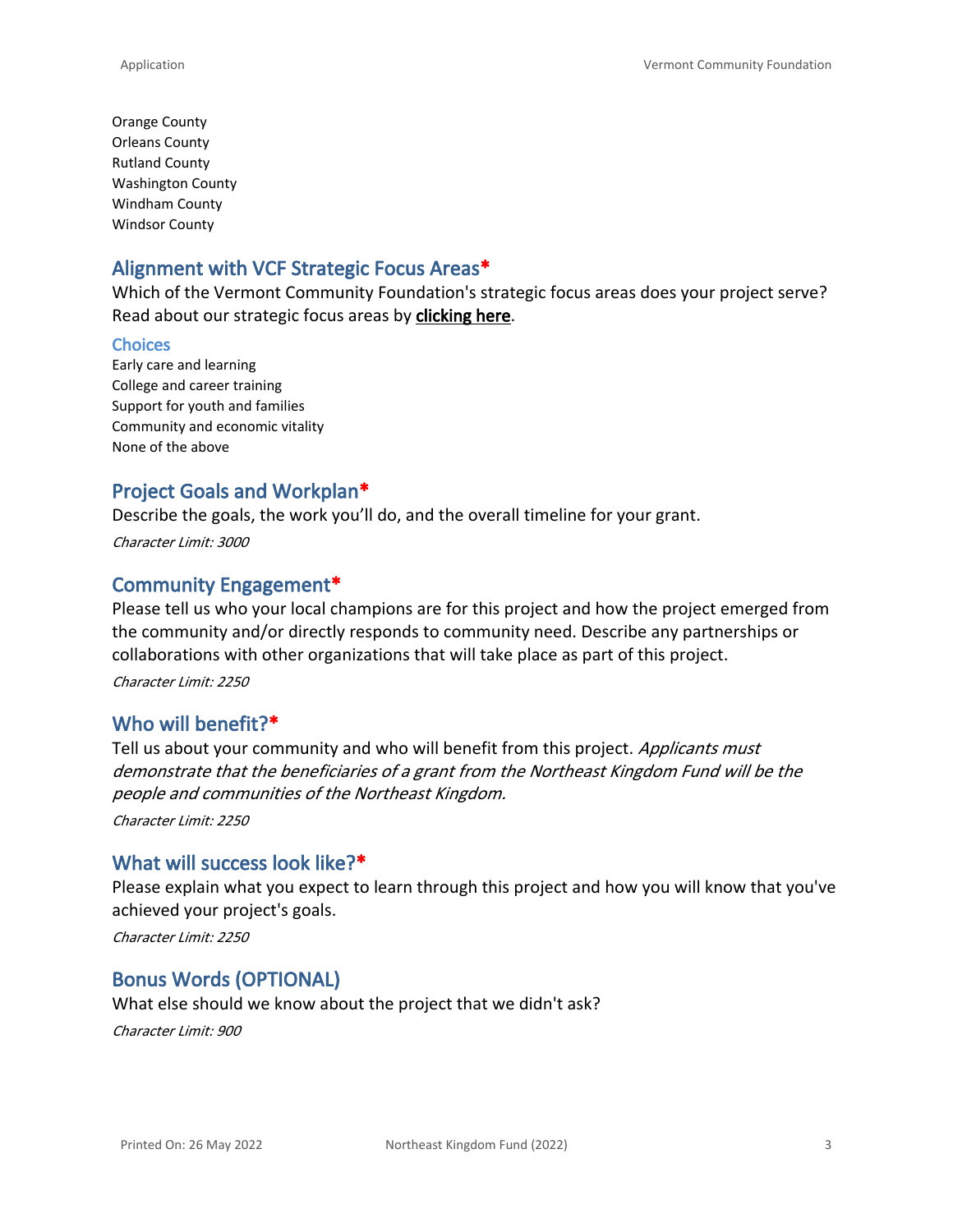Orange County
Orleans County
Rutland County
Washington County
Windham County
Windsor County

## Alignment with VCF Strategic Focus Areas*

Which of the Vermont Community Foundation's strategic focus areas does your project serve? Read about our strategic focus areas by **clicking here**.

### Choices

Early care and learning
College and career training
Support for youth and families
Community and economic vitality
None of the above

## Project Goals and Workplan*

Describe the goals, the work you'll do, and the overall timeline for your grant.

*Character Limit: 3000*

## Community Engagement*

Please tell us who your local champions are for this project and how the project emerged from the community and/or directly responds to community need. Describe any partnerships or collaborations with other organizations that will take place as part of this project.

*Character Limit: 2250*

## Who will benefit?*

Tell us about your community and who will benefit from this project. *Applicants must demonstrate that the beneficiaries of a grant from the Northeast Kingdom Fund will be the people and communities of the Northeast Kingdom.*

*Character Limit: 2250*

## What will success look like?*

Please explain what you expect to learn through this project and how you will know that you've achieved your project's goals.

*Character Limit: 2250*

## Bonus Words (OPTIONAL)

What else should we know about the project that we didn't ask?

*Character Limit: 900*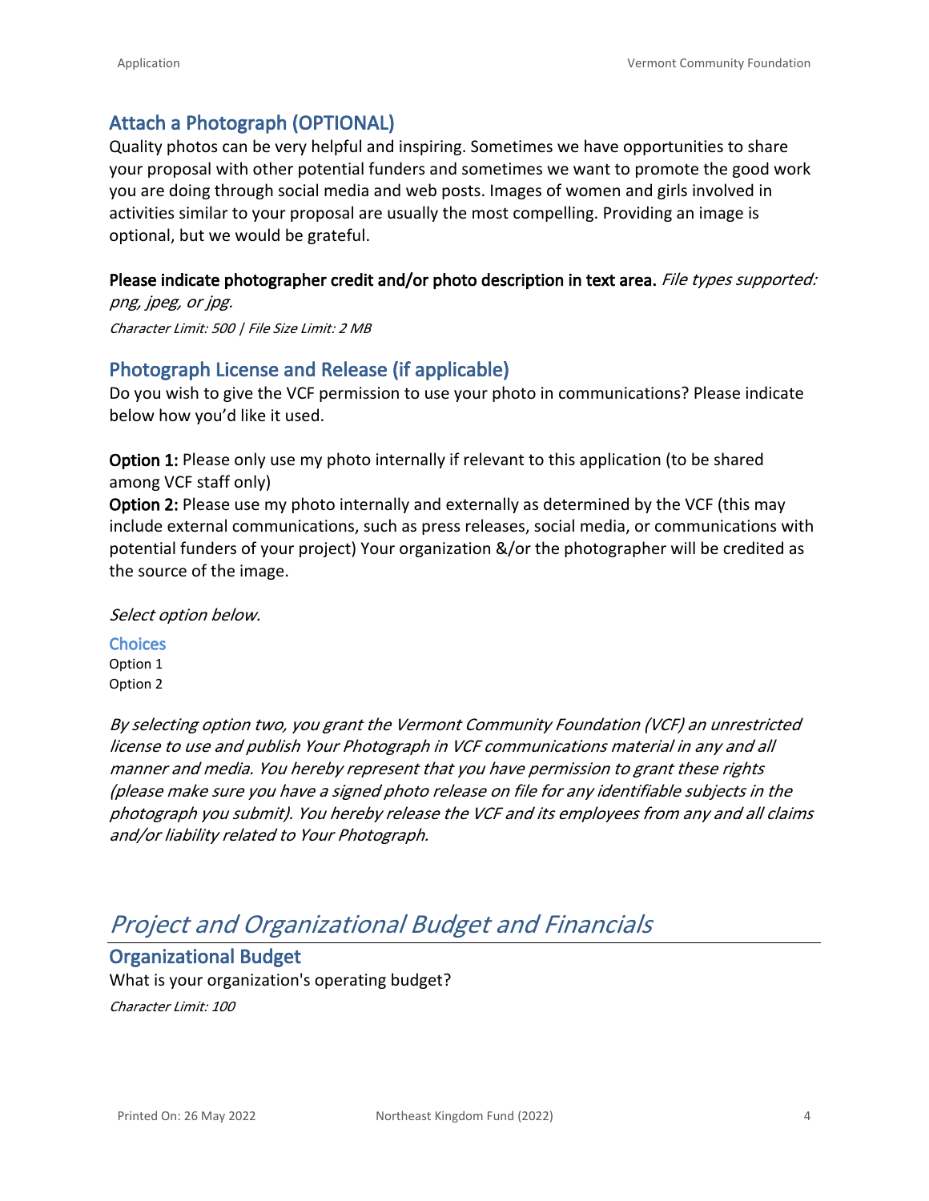## Attach a Photograph (OPTIONAL)

Quality photos can be very helpful and inspiring. Sometimes we have opportunities to share your proposal with other potential funders and sometimes we want to promote the good work you are doing through social media and web posts. Images of women and girls involved in activities similar to your proposal are usually the most compelling. Providing an image is optional, but we would be grateful.

**Please indicate photographer credit and/or photo description in text area.** *File types supported: png, jpeg, or jpg.*

*Character Limit: 500 | File Size Limit: 2 MB*

## Photograph License and Release (if applicable)

Do you wish to give the VCF permission to use your photo in communications? Please indicate below how you'd like it used.

**Option 1:** Please only use my photo internally if relevant to this application (to be shared among VCF staff only)

**Option 2:** Please use my photo internally and externally as determined by the VCF (this may include external communications, such as press releases, social media, or communications with potential funders of your project) Your organization &/or the photographer will be credited as the source of the image.

*Select option below.*

### Choices

Option 1

Option 2

*By selecting option two, you grant the Vermont Community Foundation (VCF) an unrestricted license to use and publish Your Photograph in VCF communications material in any and all manner and media. You hereby represent that you have permission to grant these rights (please make sure you have a signed photo release on file for any identifiable subjects in the photograph you submit). You hereby release the VCF and its employees from any and all claims and/or liability related to Your Photograph.*

# *Project and Organizational Budget and Financials*

## Organizational Budget

What is your organization's operating budget?

*Character Limit: 100*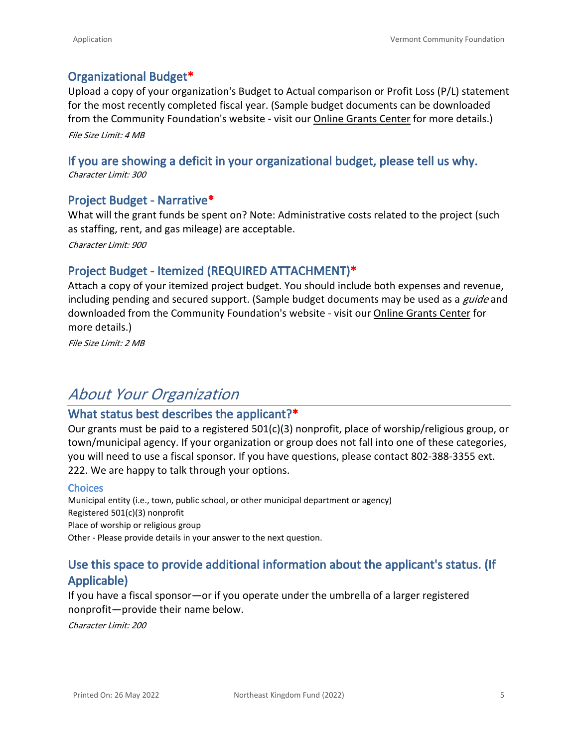### Organizational Budget*

Upload a copy of your organization's Budget to Actual comparison or Profit Loss (P/L) statement for the most recently completed fiscal year. (Sample budget documents can be downloaded from the Community Foundation's website - visit our Online Grants Center for more details.)

*File Size Limit: 4 MB*

### If you are showing a deficit in your organizational budget, please tell us why.

*Character Limit: 300*

### Project Budget - Narrative*

What will the grant funds be spent on? Note: Administrative costs related to the project (such as staffing, rent, and gas mileage) are acceptable.

*Character Limit: 900*

### Project Budget - Itemized (REQUIRED ATTACHMENT)*

Attach a copy of your itemized project budget. You should include both expenses and revenue, including pending and secured support. (Sample budget documents may be used as a *guide* and downloaded from the Community Foundation's website - visit our Online Grants Center for more details.)

*File Size Limit: 2 MB*

## *About Your Organization*

### What status best describes the applicant?*

Our grants must be paid to a registered 501(c)(3) nonprofit, place of worship/religious group, or town/municipal agency. If your organization or group does not fall into one of these categories, you will need to use a fiscal sponsor. If you have questions, please contact 802-388-3355 ext. 222. We are happy to talk through your options.

**Choices**

Municipal entity (i.e., town, public school, or other municipal department or agency)
Registered 501(c)(3) nonprofit
Place of worship or religious group
Other - Please provide details in your answer to the next question.

### Use this space to provide additional information about the applicant's status. (If Applicable)

If you have a fiscal sponsor—or if you operate under the umbrella of a larger registered nonprofit—provide their name below.

*Character Limit: 200*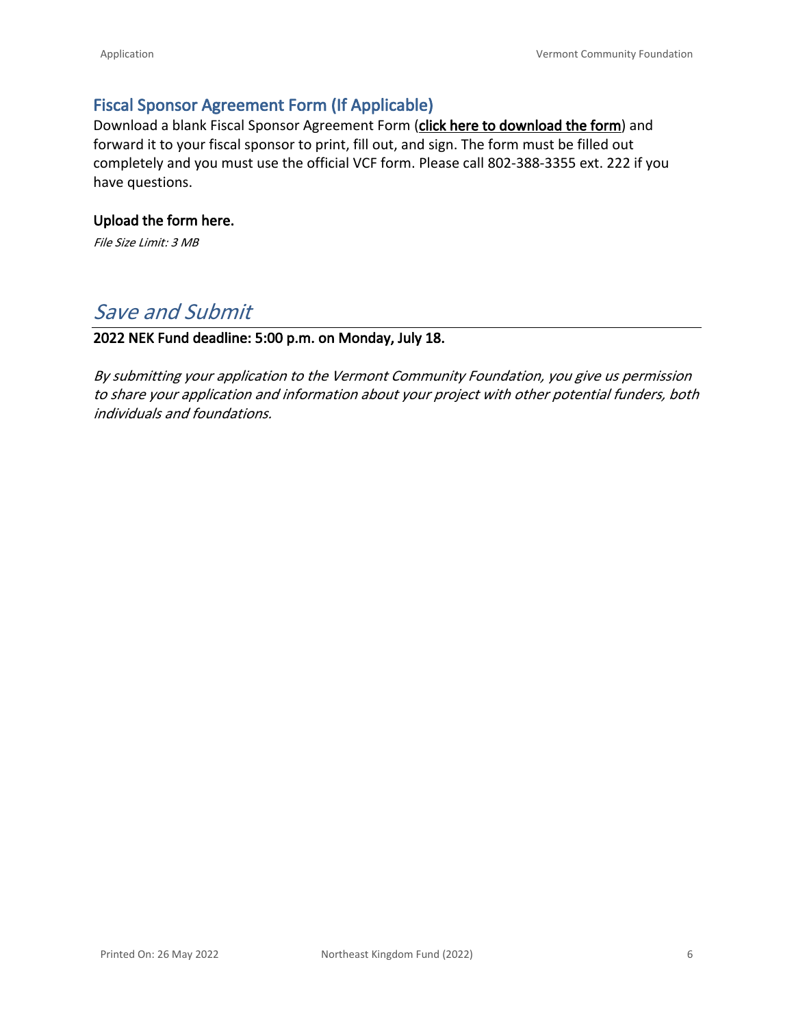## Fiscal Sponsor Agreement Form (If Applicable)

Download a blank Fiscal Sponsor Agreement Form (**click here to download the form**) and forward it to your fiscal sponsor to print, fill out, and sign. The form must be filled out completely and you must use the official VCF form. Please call 802-388-3355 ext. 222 if you have questions.

**Upload the form here.**

*File Size Limit: 3 MB*

# *Save and Submit*

**2022 NEK Fund deadline: 5:00 p.m. on Monday, July 18.**

*By submitting your application to the Vermont Community Foundation, you give us permission to share your application and information about your project with other potential funders, both individuals and foundations.*